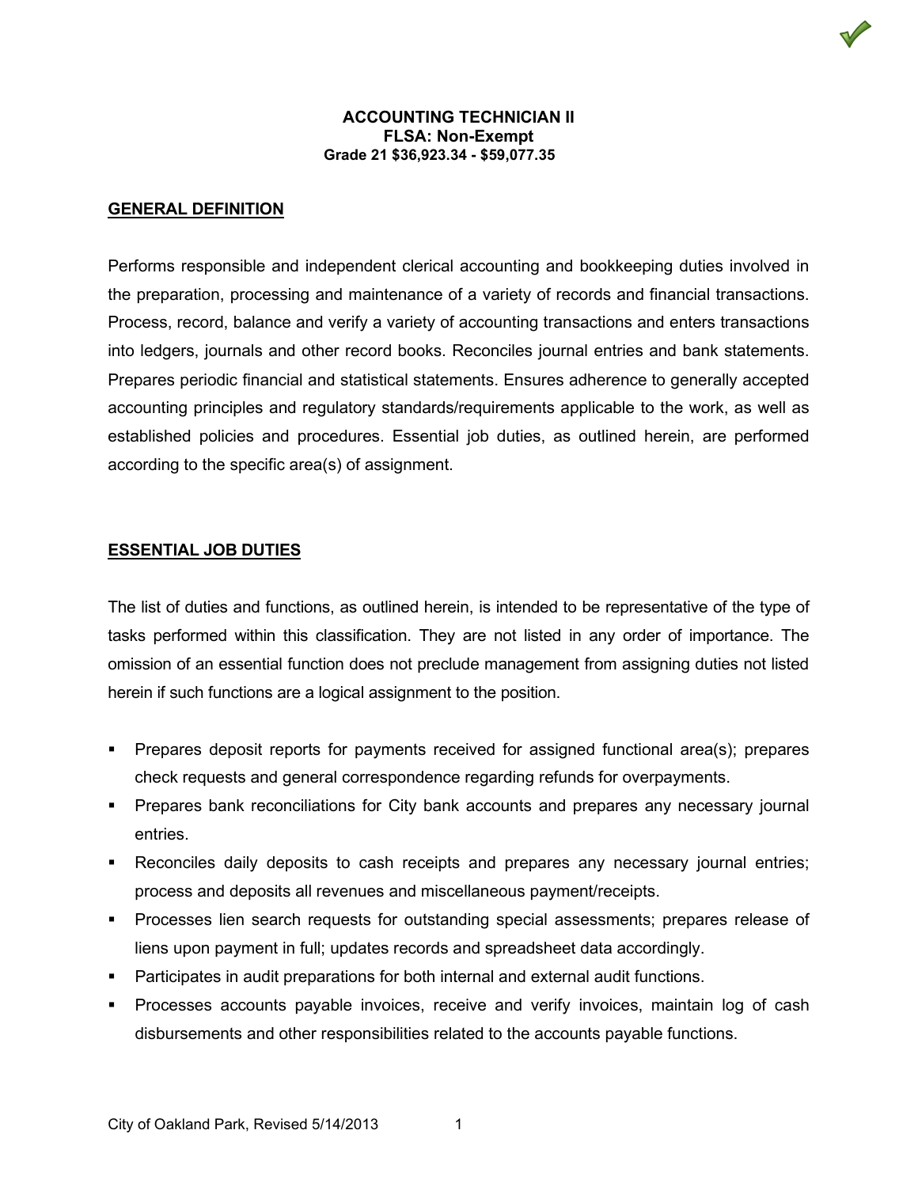**ACCOUNTING TECHNICIAN II**
**FLSA: Non-Exempt**
**Grade 21 $36,923.34 - $59,077.35**

## GENERAL DEFINITION

Performs responsible and independent clerical accounting and bookkeeping duties involved in the preparation, processing and maintenance of a variety of records and financial transactions. Process, record, balance and verify a variety of accounting transactions and enters transactions into ledgers, journals and other record books. Reconciles journal entries and bank statements. Prepares periodic financial and statistical statements. Ensures adherence to generally accepted accounting principles and regulatory standards/requirements applicable to the work, as well as established policies and procedures. Essential job duties, as outlined herein, are performed according to the specific area(s) of assignment.

## ESSENTIAL JOB DUTIES

The list of duties and functions, as outlined herein, is intended to be representative of the type of tasks performed within this classification. They are not listed in any order of importance. The omission of an essential function does not preclude management from assigning duties not listed herein if such functions are a logical assignment to the position.

- Prepares deposit reports for payments received for assigned functional area(s); prepares check requests and general correspondence regarding refunds for overpayments.
- Prepares bank reconciliations for City bank accounts and prepares any necessary journal entries.
- Reconciles daily deposits to cash receipts and prepares any necessary journal entries; process and deposits all revenues and miscellaneous payment/receipts.
- Processes lien search requests for outstanding special assessments; prepares release of liens upon payment in full; updates records and spreadsheet data accordingly.
- Participates in audit preparations for both internal and external audit functions.
- Processes accounts payable invoices, receive and verify invoices, maintain log of cash disbursements and other responsibilities related to the accounts payable functions.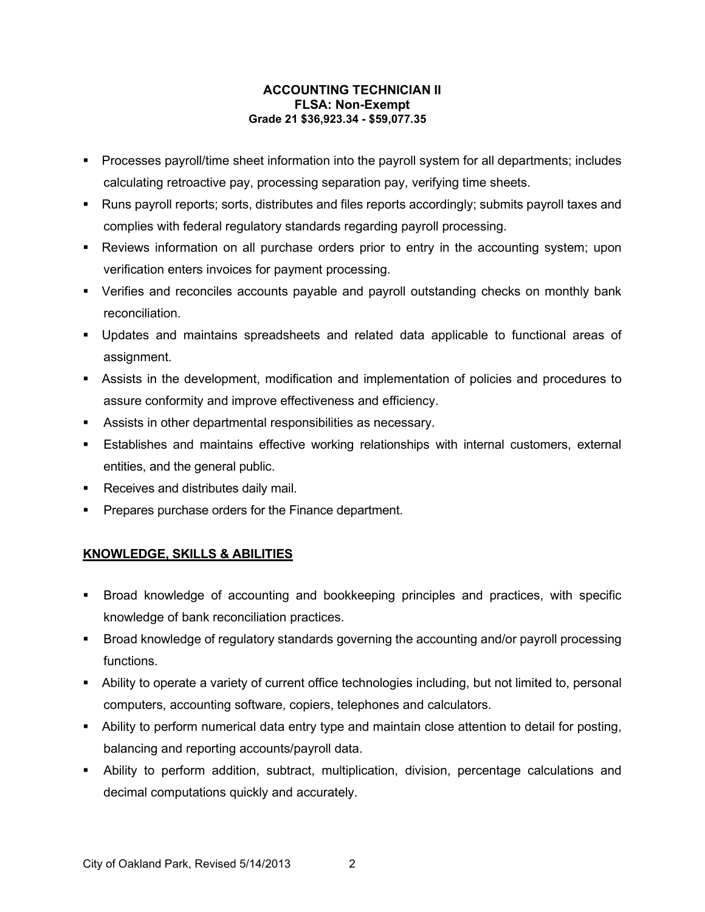**ACCOUNTING TECHNICIAN II**
**FLSA: Non-Exempt**
**Grade 21 $36,923.34 - $59,077.35**

- Processes payroll/time sheet information into the payroll system for all departments; includes calculating retroactive pay, processing separation pay, verifying time sheets.
- Runs payroll reports; sorts, distributes and files reports accordingly; submits payroll taxes and complies with federal regulatory standards regarding payroll processing.
- Reviews information on all purchase orders prior to entry in the accounting system; upon verification enters invoices for payment processing.
- Verifies and reconciles accounts payable and payroll outstanding checks on monthly bank reconciliation.
- Updates and maintains spreadsheets and related data applicable to functional areas of assignment.
- Assists in the development, modification and implementation of policies and procedures to assure conformity and improve effectiveness and efficiency.
- Assists in other departmental responsibilities as necessary.
- Establishes and maintains effective working relationships with internal customers, external entities, and the general public.
- Receives and distributes daily mail.
- Prepares purchase orders for the Finance department.

## KNOWLEDGE, SKILLS & ABILITIES

- Broad knowledge of accounting and bookkeeping principles and practices, with specific knowledge of bank reconciliation practices.
- Broad knowledge of regulatory standards governing the accounting and/or payroll processing functions.
- Ability to operate a variety of current office technologies including, but not limited to, personal computers, accounting software, copiers, telephones and calculators.
- Ability to perform numerical data entry type and maintain close attention to detail for posting, balancing and reporting accounts/payroll data.
- Ability to perform addition, subtract, multiplication, division, percentage calculations and decimal computations quickly and accurately.

City of Oakland Park, Revised 5/14/2013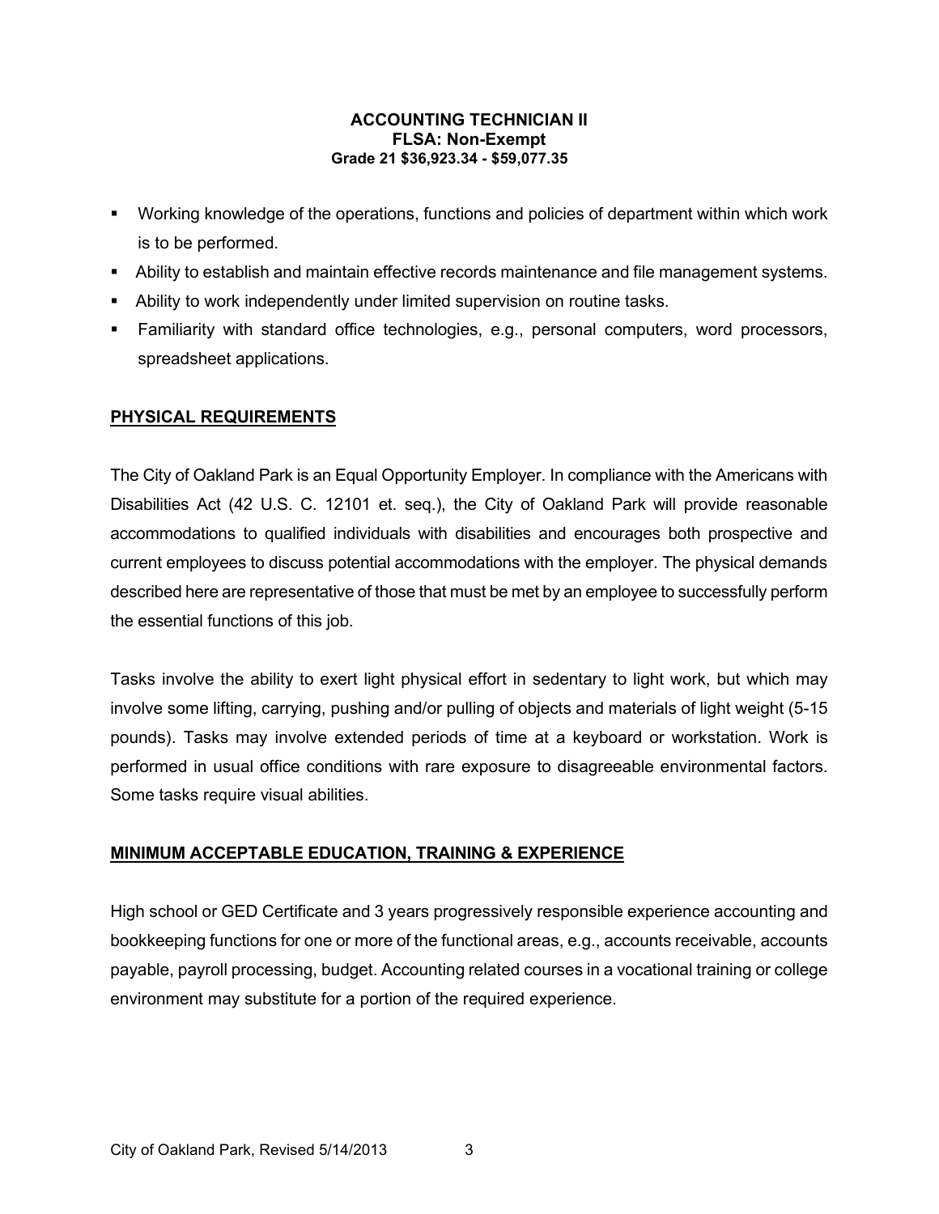**ACCOUNTING TECHNICIAN II**
**FLSA: Non-Exempt**
**Grade 21 $36,923.34 - $59,077.35**

- Working knowledge of the operations, functions and policies of department within which work is to be performed.
- Ability to establish and maintain effective records maintenance and file management systems.
- Ability to work independently under limited supervision on routine tasks.
- Familiarity with standard office technologies, e.g., personal computers, word processors, spreadsheet applications.

## PHYSICAL REQUIREMENTS

The City of Oakland Park is an Equal Opportunity Employer. In compliance with the Americans with Disabilities Act (42 U.S. C. 12101 et. seq.), the City of Oakland Park will provide reasonable accommodations to qualified individuals with disabilities and encourages both prospective and current employees to discuss potential accommodations with the employer. The physical demands described here are representative of those that must be met by an employee to successfully perform the essential functions of this job.

Tasks involve the ability to exert light physical effort in sedentary to light work, but which may involve some lifting, carrying, pushing and/or pulling of objects and materials of light weight (5-15 pounds). Tasks may involve extended periods of time at a keyboard or workstation. Work is performed in usual office conditions with rare exposure to disagreeable environmental factors. Some tasks require visual abilities.

## MINIMUM ACCEPTABLE EDUCATION, TRAINING & EXPERIENCE

High school or GED Certificate and 3 years progressively responsible experience accounting and bookkeeping functions for one or more of the functional areas, e.g., accounts receivable, accounts payable, payroll processing, budget. Accounting related courses in a vocational training or college environment may substitute for a portion of the required experience.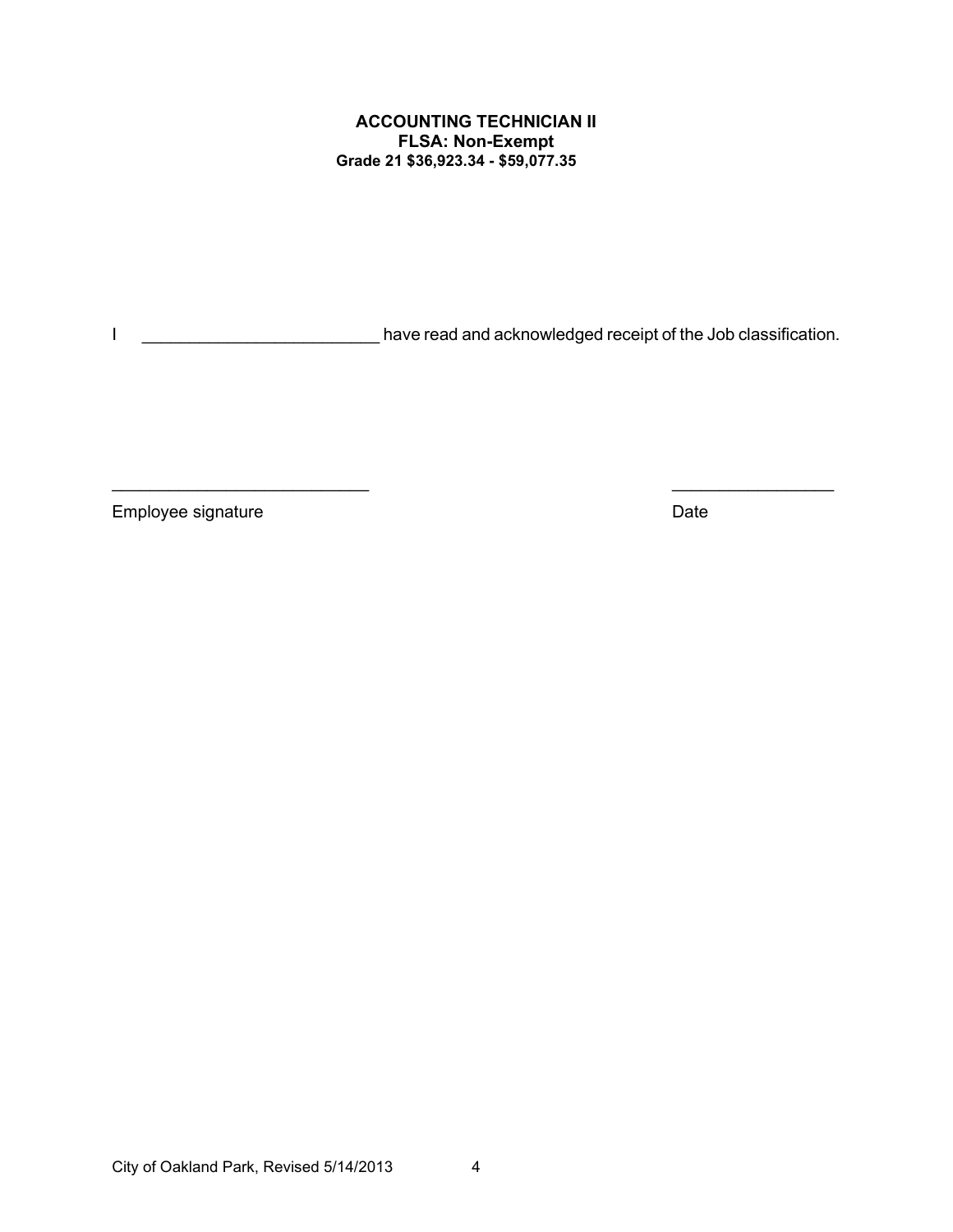**ACCOUNTING TECHNICIAN II**
**FLSA: Non-Exempt**
**Grade 21 $36,923.34 - $59,077.35**

I _________________________ have read and acknowledged receipt of the Job classification.

___________________________ _________________

Employee signature Date